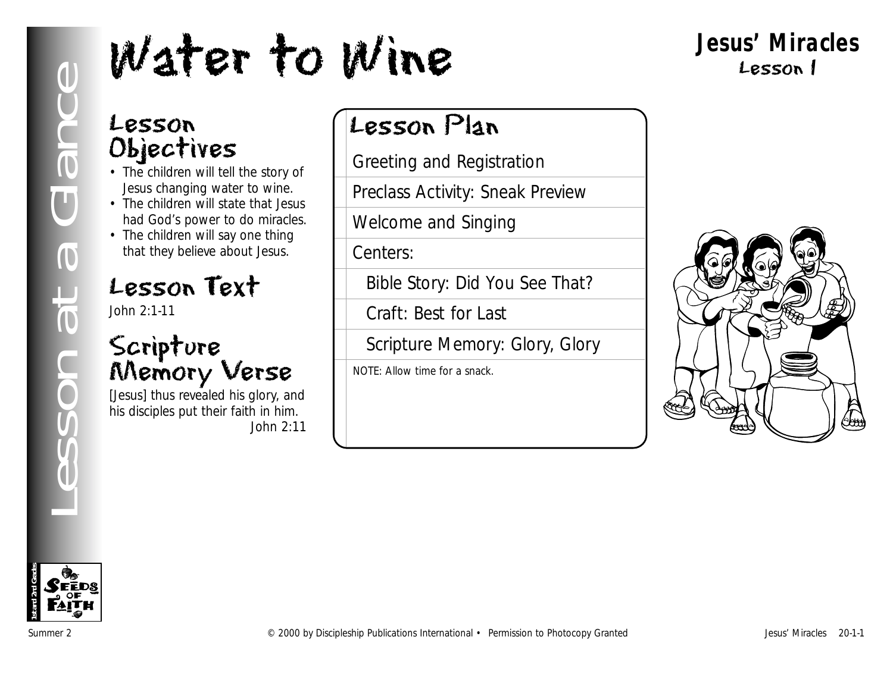# Water to Wine

**Jesus' Miracles**
Lesson 1

Lesson at a Glance

## Lesson Objectives

- The children will tell the story of Jesus changing water to wine.
- The children will state that Jesus had God's power to do miracles.
- The children will say one thing that they believe about Jesus.

## Lesson Text

John 2:1-11

## Scripture Memory Verse

[Jesus] thus revealed his glory, and his disciples put their faith in him.
John 2:11

## Lesson Plan

- Greeting and Registration
- Preclass Activity: Sneak Preview
- Welcome and Singing
- Centers:
  - Bible Story: Did You See That?
  - Craft: Best for Last
  - Scripture Memory: Glory, Glory

NOTE: Allow time for a snack.

© 2000 by Discipleship Publications International • Permission to Photocopy Granted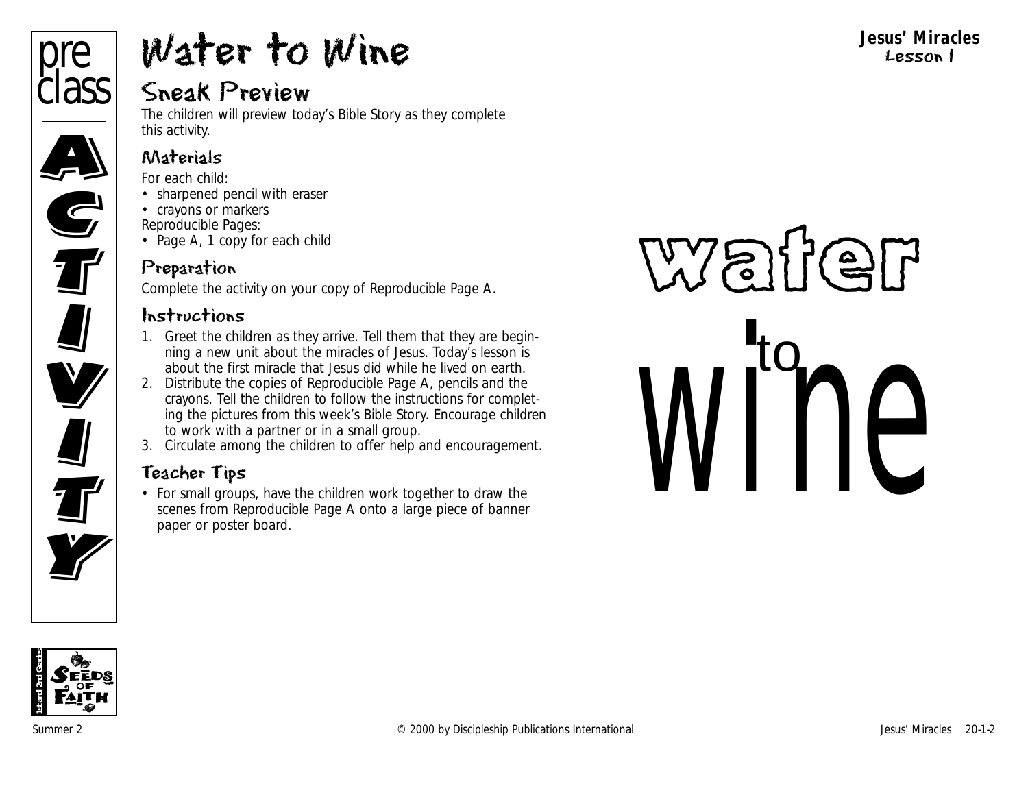pre class

ACTIVITY

# Water to Wine

Jesus' Miracles
Lesson 1

## Sneak Preview

The children will preview today's Bible Story as they complete this activity.

### Materials

For each child:
- sharpened pencil with eraser
- crayons or markers

Reproducible Pages:
- Page A, 1 copy for each child

### Preparation

Complete the activity on your copy of Reproducible Page A.

### Instructions

1. Greet the children as they arrive. Tell them that they are beginning a new unit about the miracles of Jesus. Today's lesson is about the first miracle that Jesus did while he lived on earth.
2. Distribute the copies of Reproducible Page A, pencils and the crayons. Tell the children to follow the instructions for completing the pictures from this week's Bible Story. Encourage children to work with a partner or in a small group.
3. Circulate among the children to offer help and encouragement.

### Teacher Tips

- For small groups, have the children work together to draw the scenes from Reproducible Page A onto a large piece of banner paper or poster board.

water to wine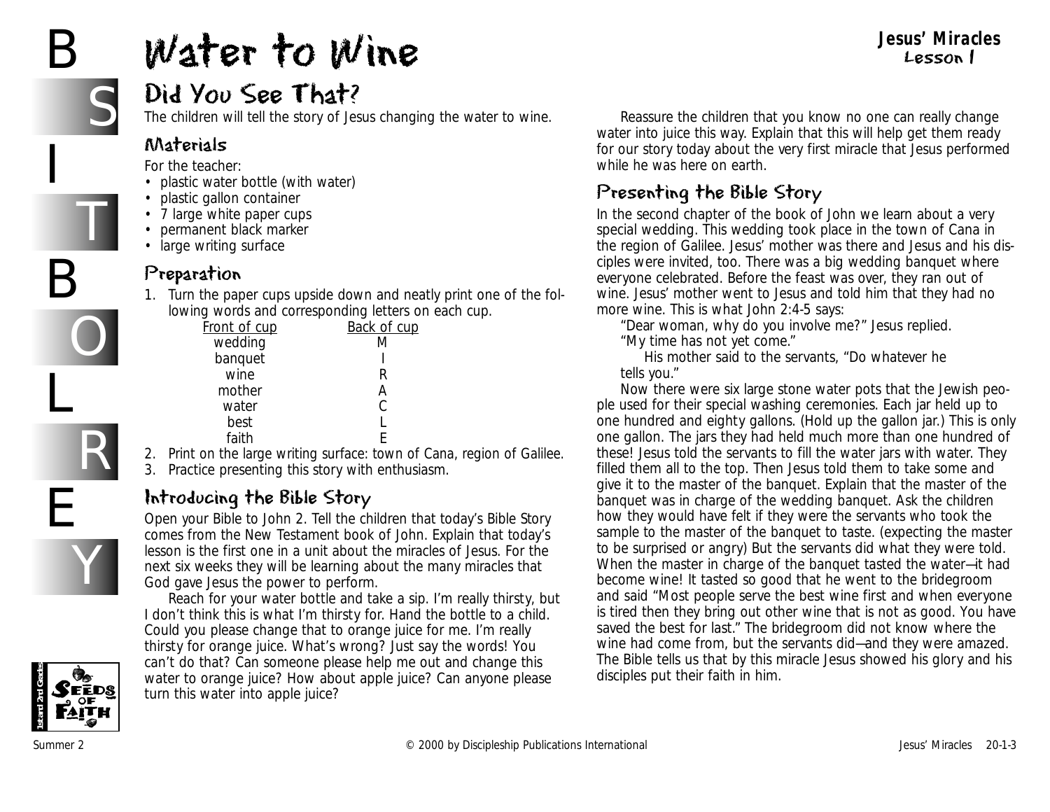# Water to Wine

## Did You See That?

The children will tell the story of Jesus changing the water to wine.

### Materials

For the teacher:

- plastic water bottle (with water)
- plastic gallon container
- 7 large white paper cups
- permanent black marker
- large writing surface

### Preparation

1. Turn the paper cups upside down and neatly print one of the following words and corresponding letters on each cup.

| Front of cup | Back of cup |
|---|---|
| wedding | M |
| banquet | I |
| wine | R |
| mother | A |
| water | C |
| best | L |
| faith | E |

2. Print on the large writing surface: town of Cana, region of Galilee.
3. Practice presenting this story with enthusiasm.

### Introducing the Bible Story

Open your Bible to John 2. Tell the children that today's Bible Story comes from the New Testament book of John. Explain that today's lesson is the first one in a unit about the miracles of Jesus. For the next six weeks they will be learning about the many miracles that God gave Jesus the power to perform.

Reach for your water bottle and take a sip. I'm really thirsty, but I don't think this is what I'm thirsty for. Hand the bottle to a child. Could you please change that to orange juice for me. I'm really thirsty for orange juice. What's wrong? Just say the words! You can't do that? Can someone please help me out and change this water to orange juice? How about apple juice? Can anyone please turn this water into apple juice?

Reassure the children that you know no one can really change water into juice this way. Explain that this will help get them ready for our story today about the very first miracle that Jesus performed while he was here on earth.

### Presenting the Bible Story

In the second chapter of the book of John we learn about a very special wedding. This wedding took place in the town of Cana in the region of Galilee. Jesus' mother was there and Jesus and his disciples were invited, too. There was a big wedding banquet where everyone celebrated. Before the feast was over, they ran out of wine. Jesus' mother went to Jesus and told him that they had no more wine. This is what John 2:4-5 says:

"Dear woman, why do you involve me?" Jesus replied. "My time has not yet come."

His mother said to the servants, "Do whatever he tells you."

Now there were six large stone water pots that the Jewish people used for their special washing ceremonies. Each jar held up to one hundred and eighty gallons. (Hold up the gallon jar.) This is only one gallon. The jars they had held much more than one hundred of these! Jesus told the servants to fill the water jars with water. They filled them all to the top. Then Jesus told them to take some and give it to the master of the banquet. Explain that the master of the banquet was in charge of the wedding banquet. Ask the children how they would have felt if they were the servants who took the sample to the master of the banquet to taste. (expecting the master to be surprised or angry) But the servants did what they were told. When the master in charge of the banquet tasted the water—it had become wine! It tasted so good that he went to the bridegroom and said "Most people serve the best wine first and when everyone is tired then they bring out other wine that is not as good. You have saved the best for last." The bridegroom did not know where the wine had come from, but the servants did—and they were amazed. The Bible tells us that by this miracle Jesus showed his glory and his disciples put their faith in him.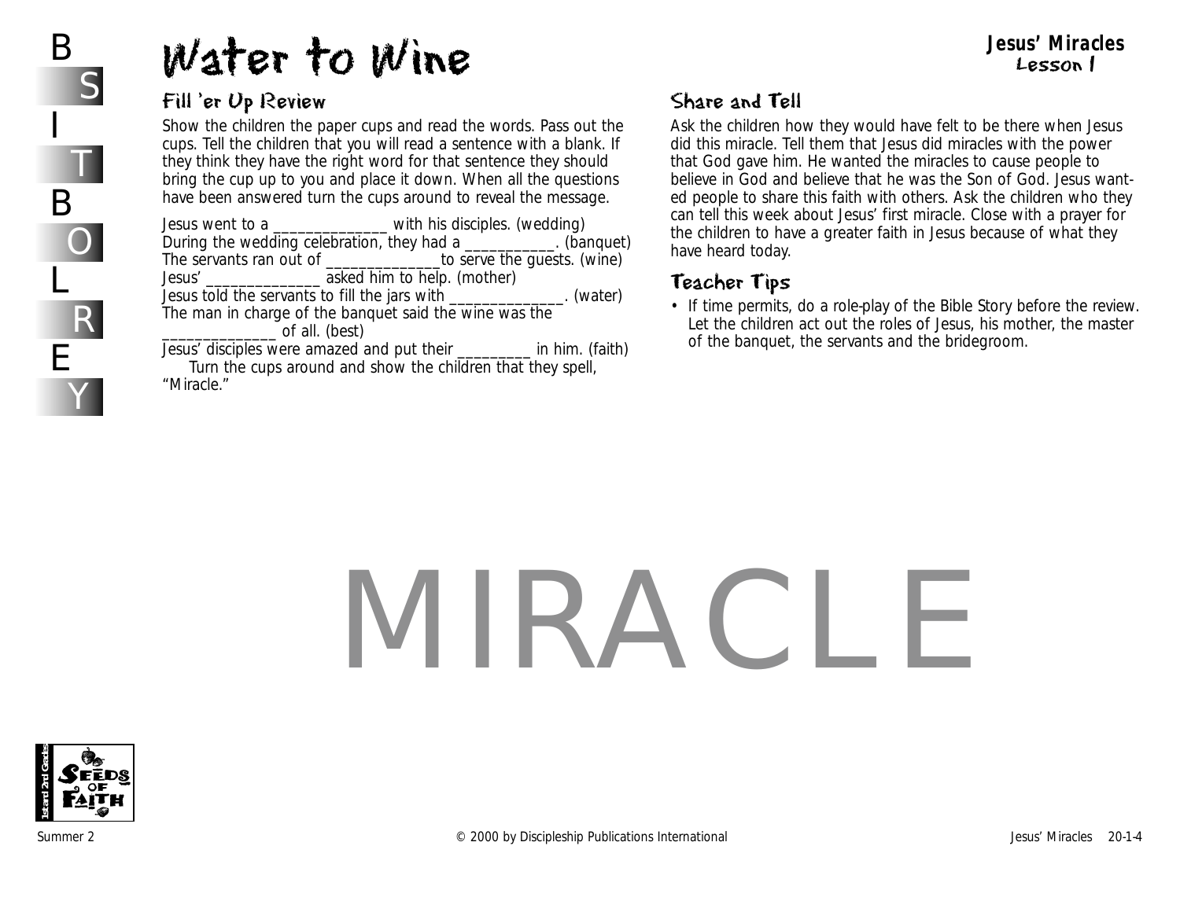# Water to Wine

**Jesus' Miracles**
**Lesson 1**

## Fill 'er Up Review

Show the children the paper cups and read the words. Pass out the cups. Tell the children that you will read a sentence with a blank. If they think they have the right word for that sentence they should bring the cup up to you and place it down. When all the questions have been answered turn the cups around to reveal the message.

Jesus went to a ______________ with his disciples. (wedding)
During the wedding celebration, they had a ___________. (banquet)
The servants ran out of ______________to serve the guests. (wine)
Jesus' ______________ asked him to help. (mother)
Jesus told the servants to fill the jars with ______________. (water)
The man in charge of the banquet said the wine was the ______________ of all. (best)
Jesus' disciples were amazed and put their _________ in him. (faith)

Turn the cups around and show the children that they spell, "Miracle."

## Share and Tell

Ask the children how they would have felt to be there when Jesus did this miracle. Tell them that Jesus did miracles with the power that God gave him. He wanted the miracles to cause people to believe in God and believe that he was the Son of God. Jesus wanted people to share this faith with others. Ask the children who they can tell this week about Jesus' first miracle. Close with a prayer for the children to have a greater faith in Jesus because of what they have heard today.

## Teacher Tips

- If time permits, do a role-play of the Bible Story before the review. Let the children act out the roles of Jesus, his mother, the master of the banquet, the servants and the bridegroom.

MIRACLE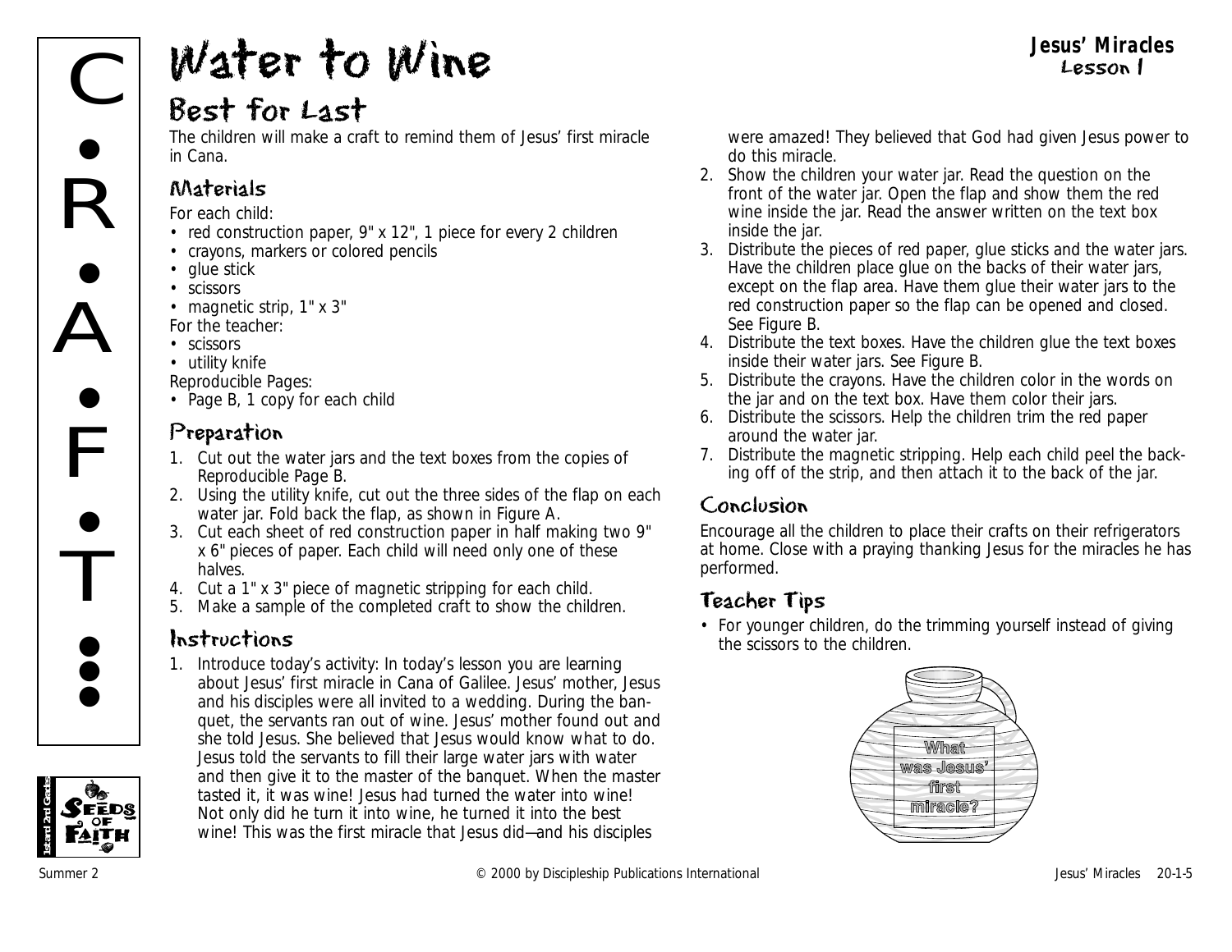# Water to Wine

## Best for Last

The children will make a craft to remind them of Jesus' first miracle in Cana.

### Materials

For each child:

- red construction paper, 9" x 12", 1 piece for every 2 children
- crayons, markers or colored pencils
- glue stick
- scissors
- magnetic strip, 1" x 3"

For the teacher:

- scissors
- utility knife

Reproducible Pages:

- Page B, 1 copy for each child

### Preparation

1. Cut out the water jars and the text boxes from the copies of Reproducible Page B.
2. Using the utility knife, cut out the three sides of the flap on each water jar. Fold back the flap, as shown in Figure A.
3. Cut each sheet of red construction paper in half making two 9" x 6" pieces of paper. Each child will need only one of these halves.
4. Cut a 1" x 3" piece of magnetic stripping for each child.
5. Make a sample of the completed craft to show the children.

### Instructions

1. Introduce today's activity: In today's lesson you are learning about Jesus' first miracle in Cana of Galilee. Jesus' mother, Jesus and his disciples were all invited to a wedding. During the banquet, the servants ran out of wine. Jesus' mother found out and she told Jesus. She believed that Jesus would know what to do. Jesus told the servants to fill their large water jars with water and then give it to the master of the banquet. When the master tasted it, it was wine! Jesus had turned the water into wine! Not only did he turn it into wine, he turned it into the best wine! This was the first miracle that Jesus did—and his disciples were amazed! They believed that God had given Jesus power to do this miracle.
2. Show the children your water jar. Read the question on the front of the water jar. Open the flap and show them the red wine inside the jar. Read the answer written on the text box inside the jar.
3. Distribute the pieces of red paper, glue sticks and the water jars. Have the children place glue on the backs of their water jars, except on the flap area. Have them glue their water jars to the red construction paper so the flap can be opened and closed. See Figure B.
4. Distribute the text boxes. Have the children glue the text boxes inside their water jars. See Figure B.
5. Distribute the crayons. Have the children color in the words on the jar and on the text box. Have them color their jars.
6. Distribute the scissors. Help the children trim the red paper around the water jar.
7. Distribute the magnetic stripping. Help each child peel the backing off of the strip, and then attach it to the back of the jar.

### Conclusion

Encourage all the children to place their crafts on their refrigerators at home. Close with a praying thanking Jesus for the miracles he has performed.

### Teacher Tips

- For younger children, do the trimming yourself instead of giving the scissors to the children.

What was Jesus' first miracle?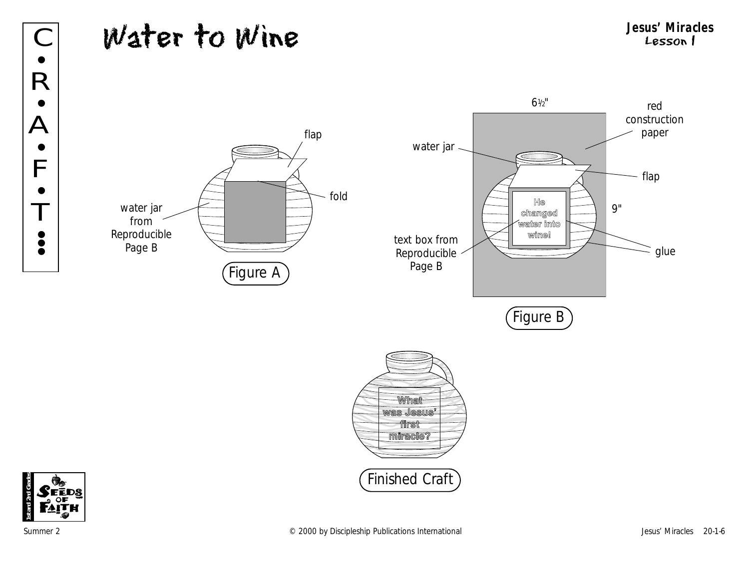C•R•A•F•T

# Water to Wine

**Jesus' Miracles**
Lesson 1

flap

fold

water jar from Reproducible Page B

Figure A

6½"

red construction paper

water jar

flap

9"

He changed water into wine!

text box from Reproducible Page B

glue

Figure B

What was Jesus' first miracle?

Finished Craft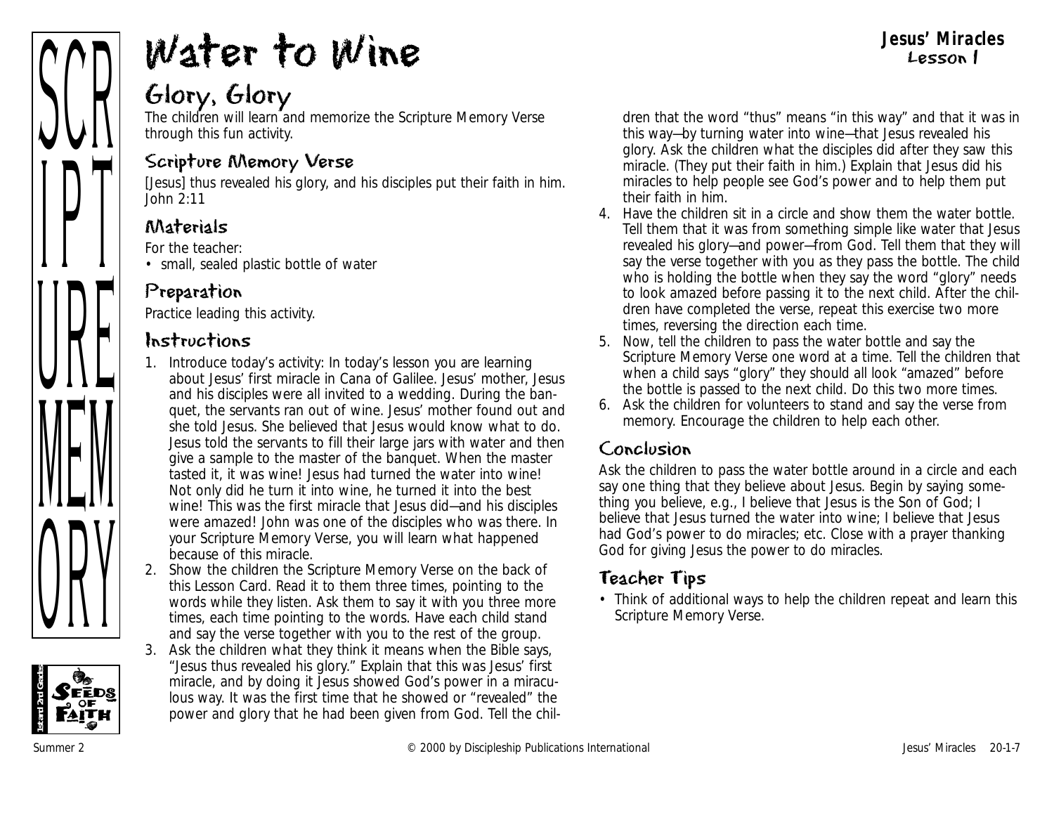# Water to Wine

**Jesus' Miracles**
Lesson 1

## Glory, Glory

The children will learn and memorize the Scripture Memory Verse through this fun activity.

### Scripture Memory Verse

[Jesus] thus revealed his glory, and his disciples put their faith in him.
John 2:11

### Materials

For the teacher:
- small, sealed plastic bottle of water

### Preparation

Practice leading this activity.

### Instructions

1. Introduce today's activity: In today's lesson you are learning about Jesus' first miracle in Cana of Galilee. Jesus' mother, Jesus and his disciples were all invited to a wedding. During the banquet, the servants ran out of wine. Jesus' mother found out and she told Jesus. She believed that Jesus would know what to do. Jesus told the servants to fill their large jars with water and then give a sample to the master of the banquet. When the master tasted it, it was wine! Jesus had turned the water into wine! Not only did he turn it into wine, he turned it into the best wine! This was the first miracle that Jesus did—and his disciples were amazed! John was one of the disciples who was there. In your Scripture Memory Verse, you will learn what happened because of this miracle.
2. Show the children the Scripture Memory Verse on the back of this Lesson Card. Read it to them three times, pointing to the words while they listen. Ask them to say it with you three more times, each time pointing to the words. Have each child stand and say the verse together with you to the rest of the group.
3. Ask the children what they think it means when the Bible says, "Jesus thus revealed his glory." Explain that this was Jesus' first miracle, and by doing it Jesus showed God's power in a miraculous way. It was the first time that he showed or "revealed" the power and glory that he had been given from God. Tell the children that the word "thus" means "in this way" and that it was in this way—by turning water into wine—that Jesus revealed his glory. Ask the children what the disciples did after they saw this miracle. (They put their faith in him.) Explain that Jesus did his miracles to help people see God's power and to help them put their faith in him.
4. Have the children sit in a circle and show them the water bottle. Tell them that it was from something simple like water that Jesus revealed his glory—and power—from God. Tell them that they will say the verse together with you as they pass the bottle. The child who is holding the bottle when they say the word "glory" needs to look amazed before passing it to the next child. After the children have completed the verse, repeat this exercise two more times, reversing the direction each time.
5. Now, tell the children to pass the water bottle and say the Scripture Memory Verse one word at a time. Tell the children that when a child says "glory" they should all look "amazed" before the bottle is passed to the next child. Do this two more times.
6. Ask the children for volunteers to stand and say the verse from memory. Encourage the children to help each other.

### Conclusion

Ask the children to pass the water bottle around in a circle and each say one thing that they believe about Jesus. Begin by saying something you believe, e.g., I believe that Jesus is the Son of God; I believe that Jesus turned the water into wine; I believe that Jesus had God's power to do miracles; etc. Close with a prayer thanking God for giving Jesus the power to do miracles.

### Teacher Tips

- Think of additional ways to help the children repeat and learn this Scripture Memory Verse.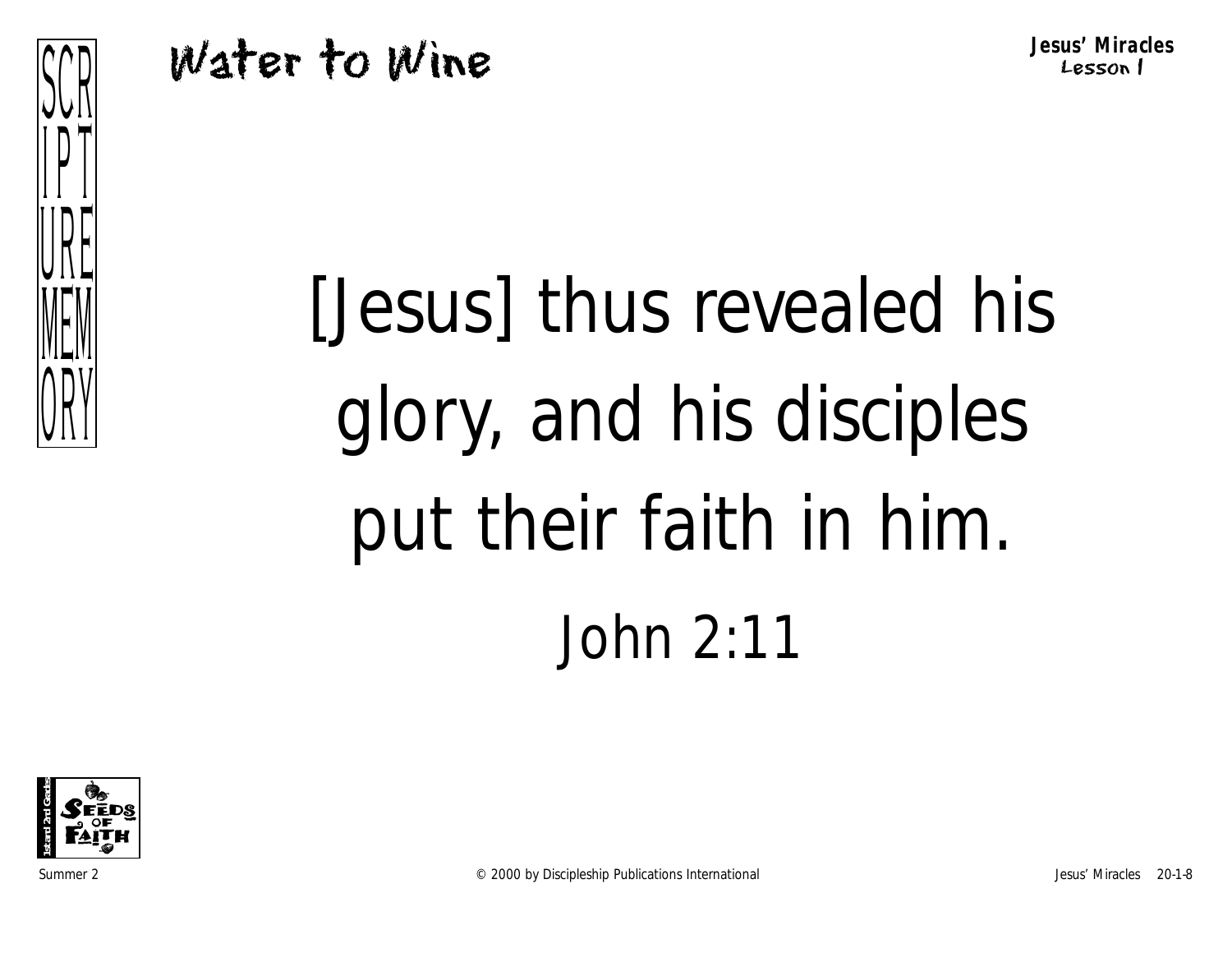# Water to Wine

SCRIPTURE MEMORY

[Jesus] thus revealed his glory, and his disciples put their faith in him.

John 2:11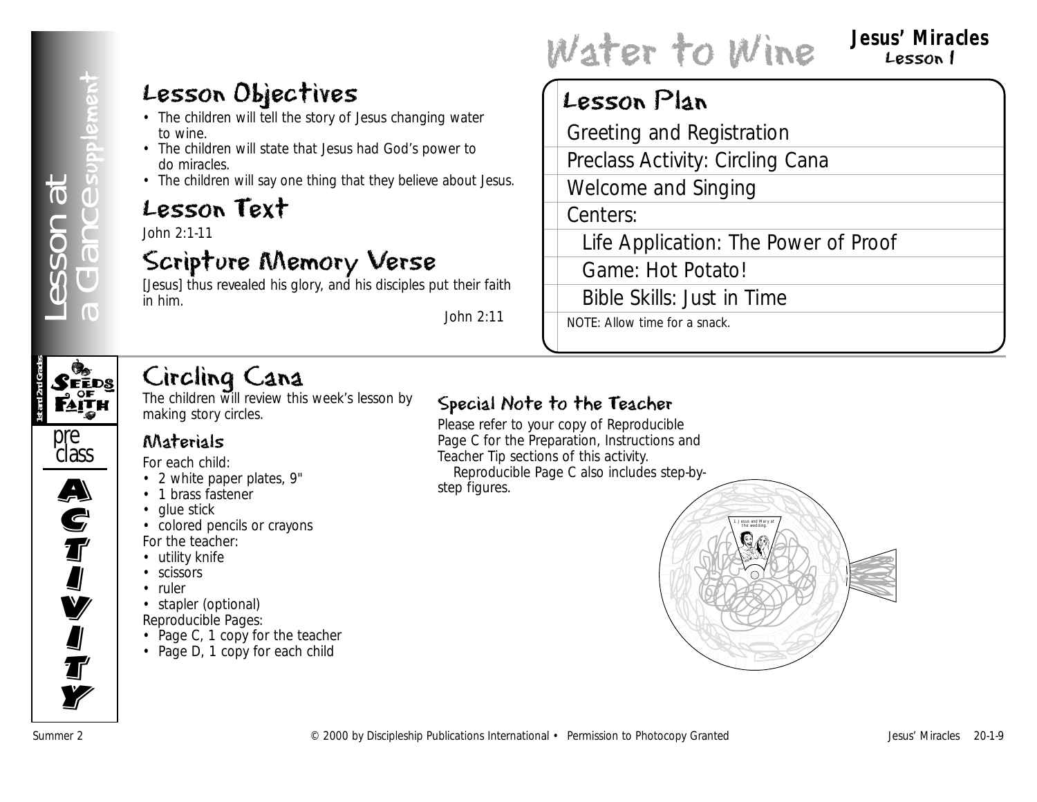# Water to Wine

**Jesus' Miracles**
Lesson 1

Lesson at a Glance supplement

## Lesson Objectives

- The children will tell the story of Jesus changing water to wine.
- The children will state that Jesus had God's power to do miracles.
- The children will say one thing that they believe about Jesus.

## Lesson Text

John 2:1-11

## Scripture Memory Verse

[Jesus] thus revealed his glory, and his disciples put their faith in him.

John 2:11

## Lesson Plan

- Greeting and Registration
- Preclass Activity: Circling Cana
- Welcome and Singing
- Centers:
  - Life Application: The Power of Proof
  - Game: Hot Potato!
  - Bible Skills: Just in Time

NOTE: Allow time for a snack.

1st and 2nd Grades — Seeds of Faith — preclass ACTIVITY

## Circling Cana

The children will review this week's lesson by making story circles.

### Materials

For each child:

- 2 white paper plates, 9"
- 1 brass fastener
- glue stick
- colored pencils or crayons

For the teacher:

- utility knife
- scissors
- ruler
- stapler (optional)

Reproducible Pages:

- Page C, 1 copy for the teacher
- Page D, 1 copy for each child

### Special Note to the Teacher

Please refer to your copy of Reproducible Page C for the Preparation, Instructions and Teacher Tip sections of this activity.

Reproducible Page C also includes step-by-step figures.

1. Jesus and Mary at the wedding.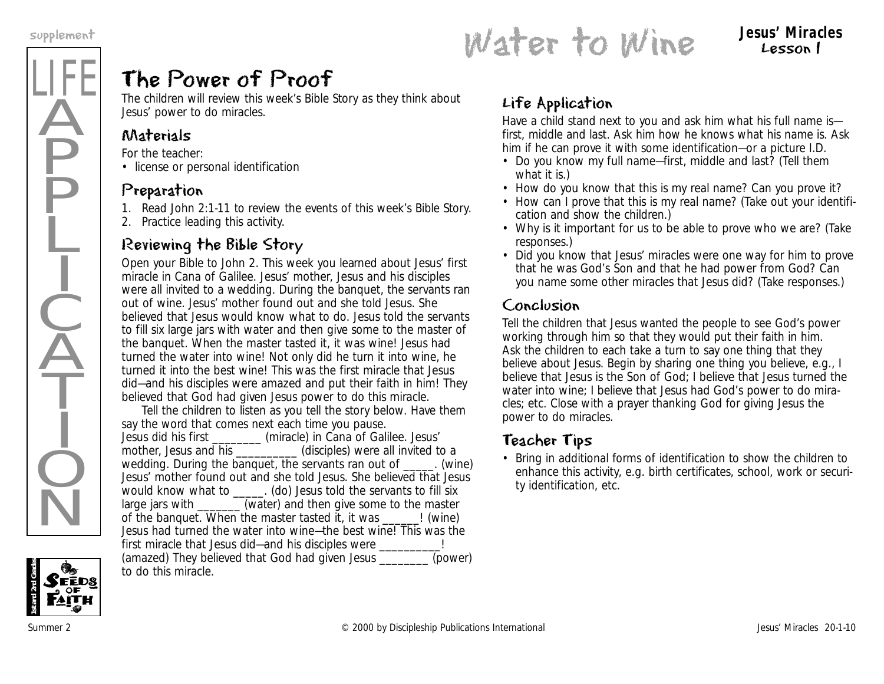# Water to Wine

**Jesus' Miracles**
**Lesson 1**

# LIFE APPLICATION

## The Power of Proof

The children will review this week's Bible Story as they think about Jesus' power to do miracles.

### Materials

For the teacher:
- license or personal identification

### Preparation

1. Read John 2:1-11 to review the events of this week's Bible Story.
2. Practice leading this activity.

### Reviewing the Bible Story

Open your Bible to John 2. This week you learned about Jesus' first miracle in Cana of Galilee. Jesus' mother, Jesus and his disciples were all invited to a wedding. During the banquet, the servants ran out of wine. Jesus' mother found out and she told Jesus. She believed that Jesus would know what to do. Jesus told the servants to fill six large jars with water and then give some to the master of the banquet. When the master tasted it, it was wine! Jesus had turned the water into wine! Not only did he turn it into wine, he turned it into the best wine! This was the first miracle that Jesus did—and his disciples were amazed and put their faith in him! They believed that God had given Jesus power to do this miracle.

Tell the children to listen as you tell the story below. Have them say the word that comes next each time you pause.

Jesus did his first ________ (miracle) in Cana of Galilee. Jesus' mother, Jesus and his __________ (disciples) were all invited to a wedding. During the banquet, the servants ran out of _____. (wine) Jesus' mother found out and she told Jesus. She believed that Jesus would know what to _____. (do) Jesus told the servants to fill six large jars with _______ (water) and then give some to the master of the banquet. When the master tasted it, it was ______! (wine) Jesus had turned the water into wine—the best wine! This was the first miracle that Jesus did—and his disciples were __________! (amazed) They believed that God had given Jesus ________ (power) to do this miracle.

### Life Application

Have a child stand next to you and ask him what his full name is—first, middle and last. Ask him how he knows what his name is. Ask him if he can prove it with some identification—or a picture I.D.

- Do you know my full name—first, middle and last? (Tell them what it is.)
- How do you know that this is my real name? Can you prove it?
- How can I prove that this is my real name? (Take out your identification and show the children.)
- Why is it important for us to be able to prove who we are? (Take responses.)
- Did you know that Jesus' miracles were one way for him to prove that he was God's Son and that he had power from God? Can you name some other miracles that Jesus did? (Take responses.)

### Conclusion

Tell the children that Jesus wanted the people to see God's power working through him so that they would put their faith in him. Ask the children to each take a turn to say one thing that they believe about Jesus. Begin by sharing one thing you believe, e.g., I believe that Jesus is the Son of God; I believe that Jesus turned the water into wine; I believe that Jesus had God's power to do miracles; etc. Close with a prayer thanking God for giving Jesus the power to do miracles.

### Teacher Tips

- Bring in additional forms of identification to show the children to enhance this activity, e.g. birth certificates, school, work or security identification, etc.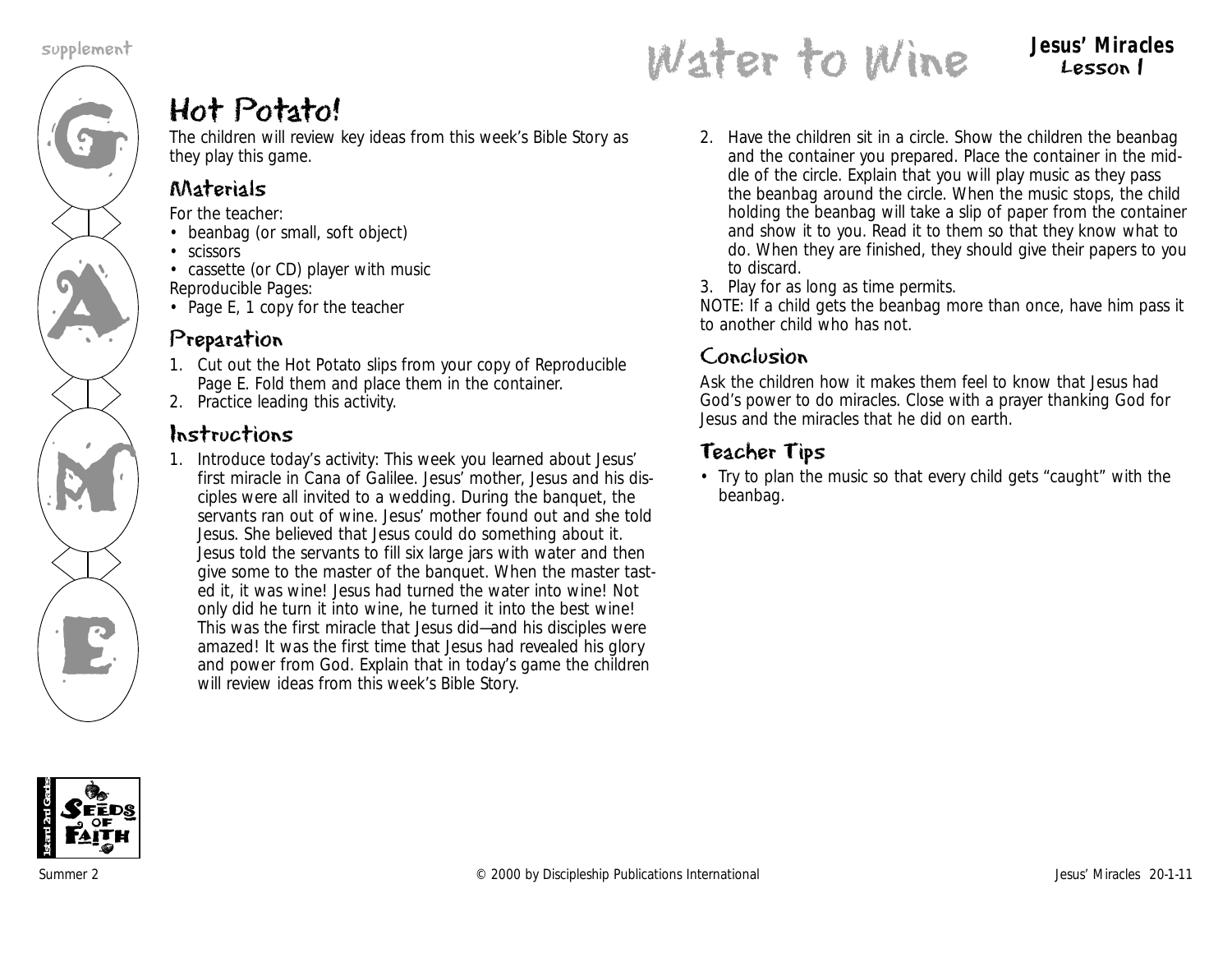# Water to Wine

**Jesus' Miracles**
**Lesson 1**

## Hot Potato!

The children will review key ideas from this week's Bible Story as they play this game.

### Materials

For the teacher:

- beanbag (or small, soft object)
- scissors
- cassette (or CD) player with music

Reproducible Pages:

- Page E, 1 copy for the teacher

### Preparation

1. Cut out the Hot Potato slips from your copy of Reproducible Page E. Fold them and place them in the container.
2. Practice leading this activity.

### Instructions

1. Introduce today's activity: This week you learned about Jesus' first miracle in Cana of Galilee. Jesus' mother, Jesus and his disciples were all invited to a wedding. During the banquet, the servants ran out of wine. Jesus' mother found out and she told Jesus. She believed that Jesus could do something about it. Jesus told the servants to fill six large jars with water and then give some to the master of the banquet. When the master tasted it, it was wine! Jesus had turned the water into wine! Not only did he turn it into wine, he turned it into the best wine! This was the first miracle that Jesus did—and his disciples were amazed! It was the first time that Jesus had revealed his glory and power from God. Explain that in today's game the children will review ideas from this week's Bible Story.
2. Have the children sit in a circle. Show the children the beanbag and the container you prepared. Place the container in the middle of the circle. Explain that you will play music as they pass the beanbag around the circle. When the music stops, the child holding the beanbag will take a slip of paper from the container and show it to you. Read it to them so that they know what to do. When they are finished, they should give their papers to you to discard.
3. Play for as long as time permits.

NOTE: If a child gets the beanbag more than once, have him pass it to another child who has not.

### Conclusion

Ask the children how it makes them feel to know that Jesus had God's power to do miracles. Close with a prayer thanking God for Jesus and the miracles that he did on earth.

### Teacher Tips

- Try to plan the music so that every child gets "caught" with the beanbag.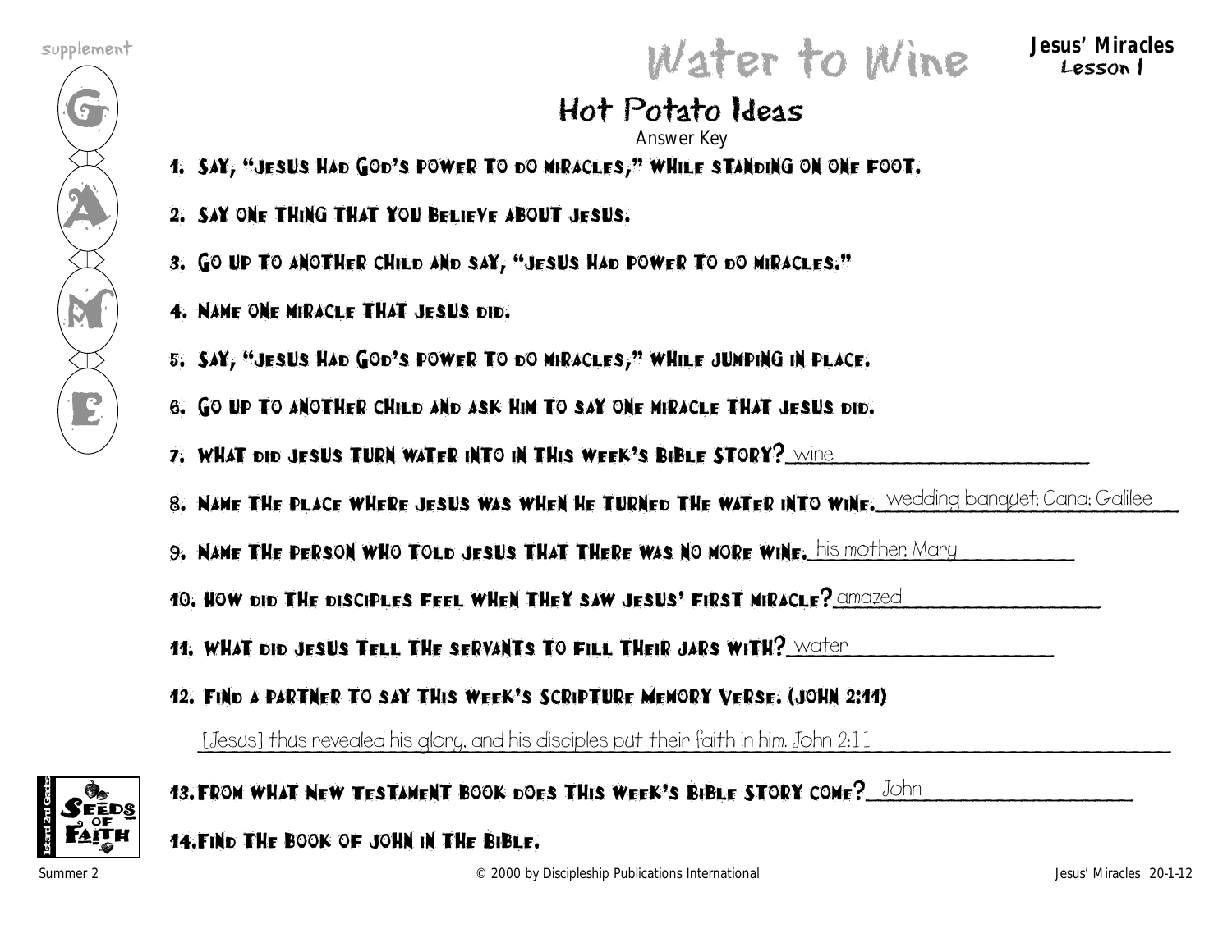# Water to Wine

**Jesus' Miracles**
**Lesson 1**

## Hot Potato Ideas

Answer Key

1. SAY, "JESUS HAD GOD'S POWER TO DO MIRACLES," WHILE STANDING ON ONE FOOT.
2. SAY ONE THING THAT YOU BELIEVE ABOUT JESUS.
3. GO UP TO ANOTHER CHILD AND SAY, "JESUS HAD POWER TO DO MIRACLES."
4. NAME ONE MIRACLE THAT JESUS DID.
5. SAY, "JESUS HAD GOD'S POWER TO DO MIRACLES," WHILE JUMPING IN PLACE.
6. GO UP TO ANOTHER CHILD AND ASK HIM TO SAY ONE MIRACLE THAT JESUS DID.
7. WHAT DID JESUS TURN WATER INTO IN THIS WEEK'S BIBLE STORY? wine
8. NAME THE PLACE WHERE JESUS WAS WHEN HE TURNED THE WATER INTO WINE. wedding banquet; Cana; Galilee
9. NAME THE PERSON WHO TOLD JESUS THAT THERE WAS NO MORE WINE. his mother, Mary
10. HOW DID THE DISCIPLES FEEL WHEN THEY SAW JESUS' FIRST MIRACLE? amazed
11. WHAT DID JESUS TELL THE SERVANTS TO FILL THEIR JARS WITH? water
12. FIND A PARTNER TO SAY THIS WEEK'S SCRIPTURE MEMORY VERSE. (JOHN 2:11)

    [Jesus] thus revealed his glory, and his disciples put their faith in him. John 2:11
13. FROM WHAT NEW TESTAMENT BOOK DOES THIS WEEK'S BIBLE STORY COME? John
14. FIND THE BOOK OF JOHN IN THE BIBLE.

© 2000 by Discipleship Publications International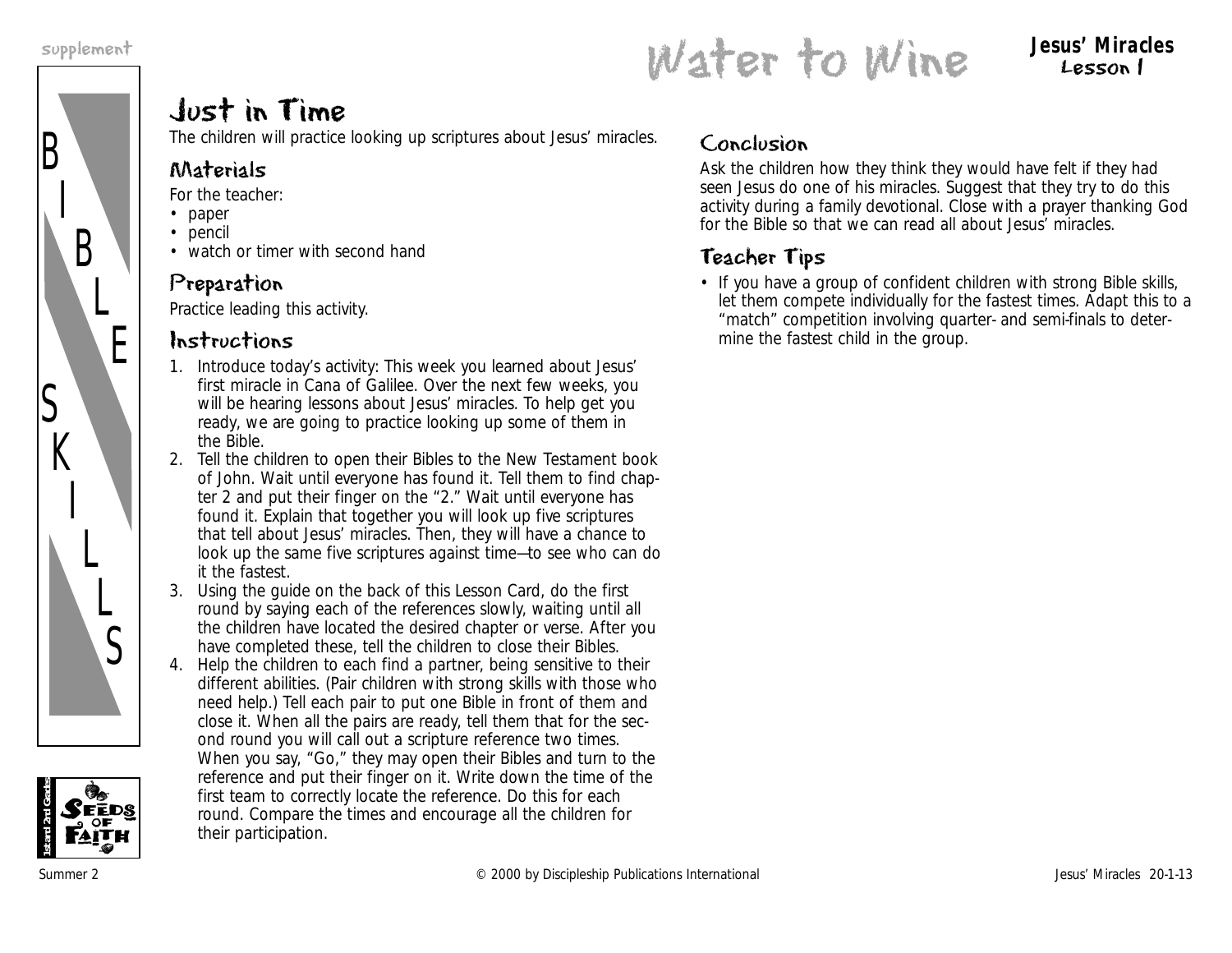# Water to Wine

**Jesus' Miracles**
**Lesson 1**

supplement

BIBLE SKILLS

## Just in Time

The children will practice looking up scriptures about Jesus' miracles.

### Materials

For the teacher:

- paper
- pencil
- watch or timer with second hand

### Preparation

Practice leading this activity.

### Instructions

1. Introduce today's activity: This week you learned about Jesus' first miracle in Cana of Galilee. Over the next few weeks, you will be hearing lessons about Jesus' miracles. To help get you ready, we are going to practice looking up some of them in the Bible.
2. Tell the children to open their Bibles to the New Testament book of John. Wait until everyone has found it. Tell them to find chapter 2 and put their finger on the "2." Wait until everyone has found it. Explain that together you will look up five scriptures that tell about Jesus' miracles. Then, they will have a chance to look up the same five scriptures against time—to see who can do it the fastest.
3. Using the guide on the back of this Lesson Card, do the first round by saying each of the references slowly, waiting until all the children have located the desired chapter or verse. After you have completed these, tell the children to close their Bibles.
4. Help the children to each find a partner, being sensitive to their different abilities. (Pair children with strong skills with those who need help.) Tell each pair to put one Bible in front of them and close it. When all the pairs are ready, tell them that for the second round you will call out a scripture reference two times. When you say, "Go," they may open their Bibles and turn to the reference and put their finger on it. Write down the time of the first team to correctly locate the reference. Do this for each round. Compare the times and encourage all the children for their participation.

### Conclusion

Ask the children how they think they would have felt if they had seen Jesus do one of his miracles. Suggest that they try to do this activity during a family devotional. Close with a prayer thanking God for the Bible so that we can read all about Jesus' miracles.

### Teacher Tips

- If you have a group of confident children with strong Bible skills, let them compete individually for the fastest times. Adapt this to a "match" competition involving quarter- and semi-finals to determine the fastest child in the group.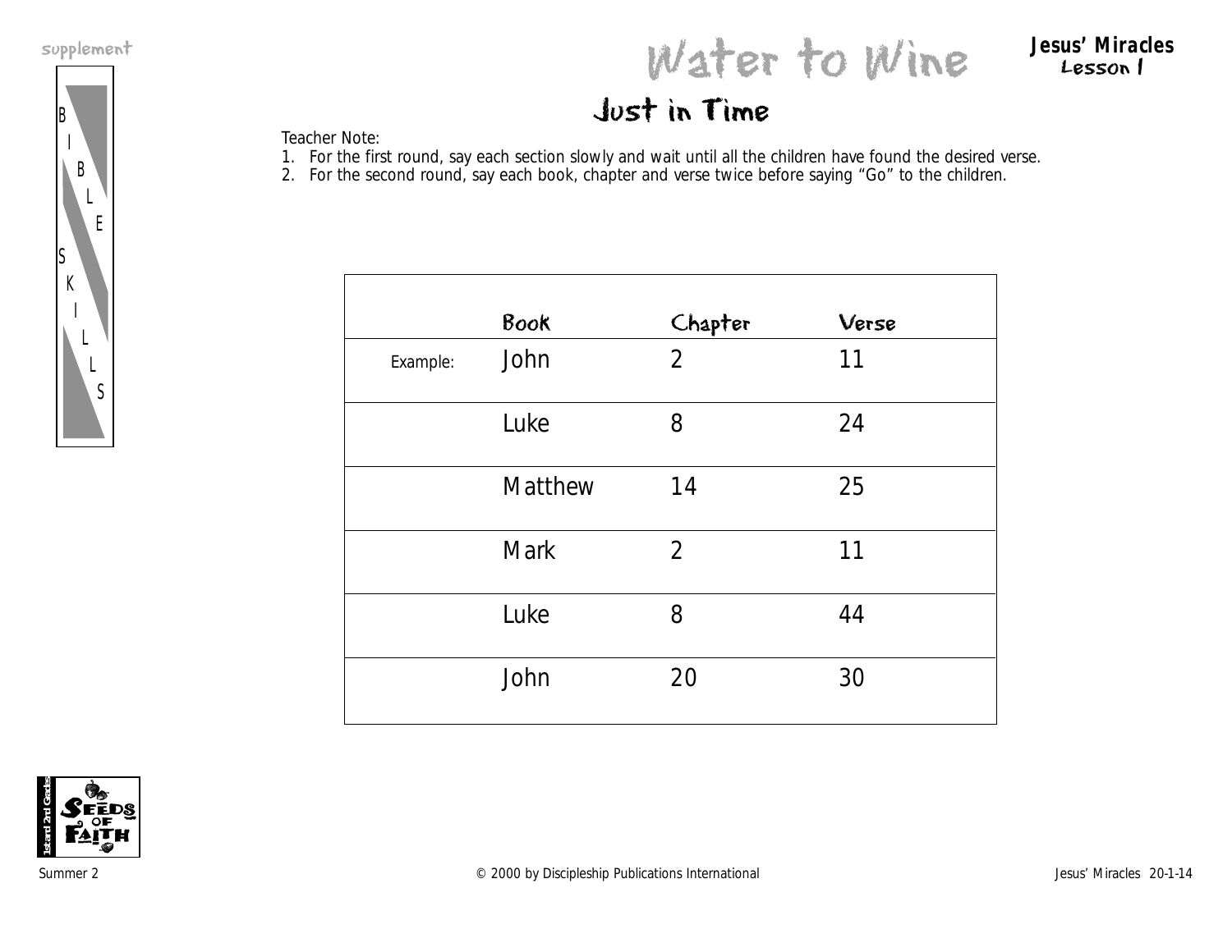supplement

BIBLE SKILLS

# Water to Wine

**Jesus' Miracles**
**Lesson 1**

## Just in Time

Teacher Note:

1. For the first round, say each section slowly and wait until all the children have found the desired verse.
2. For the second round, say each book, chapter and verse twice before saying "Go" to the children.

| | Book | Chapter | Verse |
|---|---|---|---|
| Example: | John | 2 | 11 |
| | Luke | 8 | 24 |
| | Matthew | 14 | 25 |
| | Mark | 2 | 11 |
| | Luke | 8 | 44 |
| | John | 20 | 30 |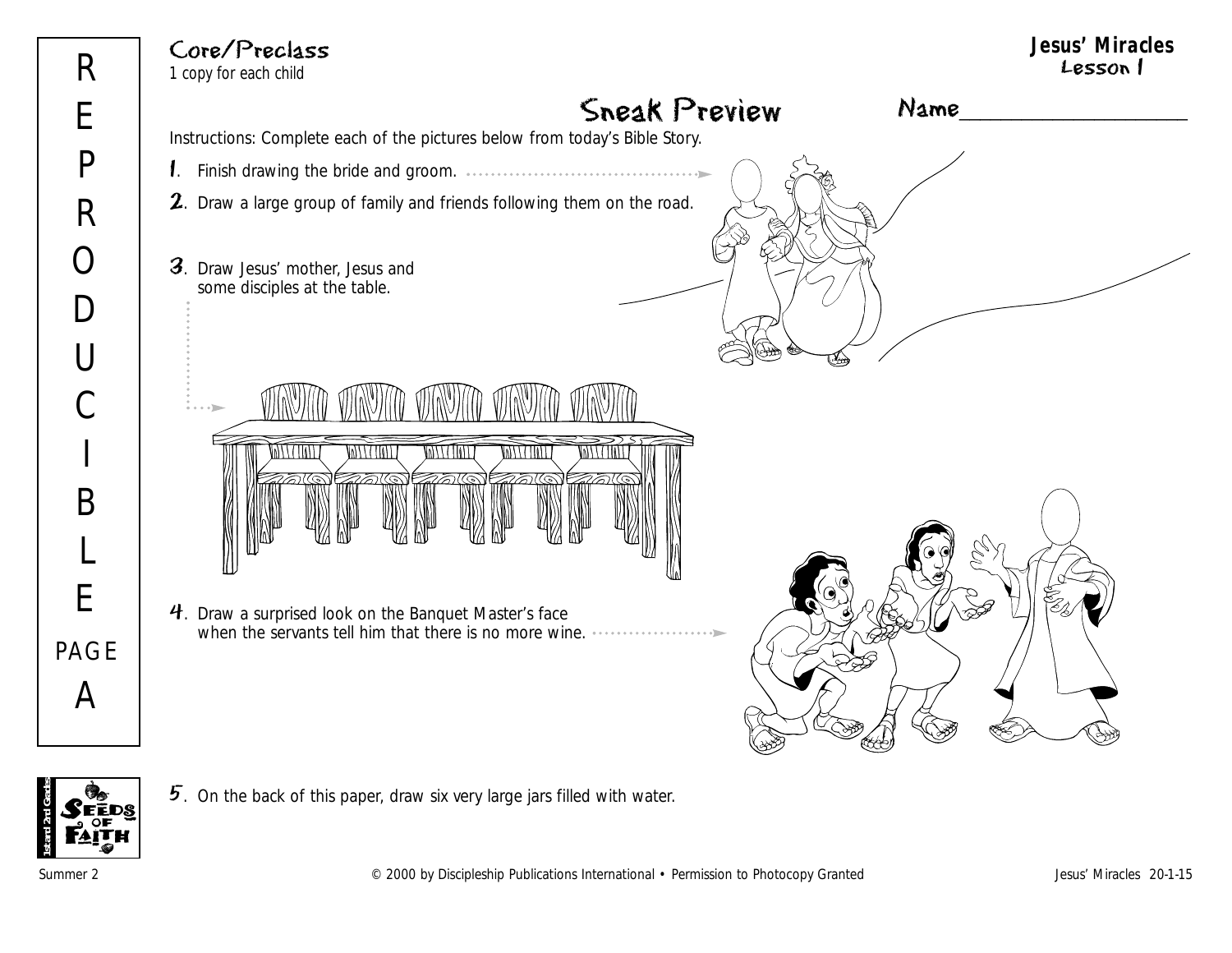Core/Preclass
1 copy for each child

Jesus' Miracles
Lesson 1

## Sneak Preview

Name____________________

Instructions: Complete each of the pictures below from today's Bible Story.

1. Finish drawing the bride and groom.
2. Draw a large group of family and friends following them on the road.
3. Draw Jesus' mother, Jesus and some disciples at the table.
4. Draw a surprised look on the Banquet Master's face when the servants tell him that there is no more wine.
5. On the back of this paper, draw six very large jars filled with water.

REPRODUCIBLE PAGE A

© 2000 by Discipleship Publications International • Permission to Photocopy Granted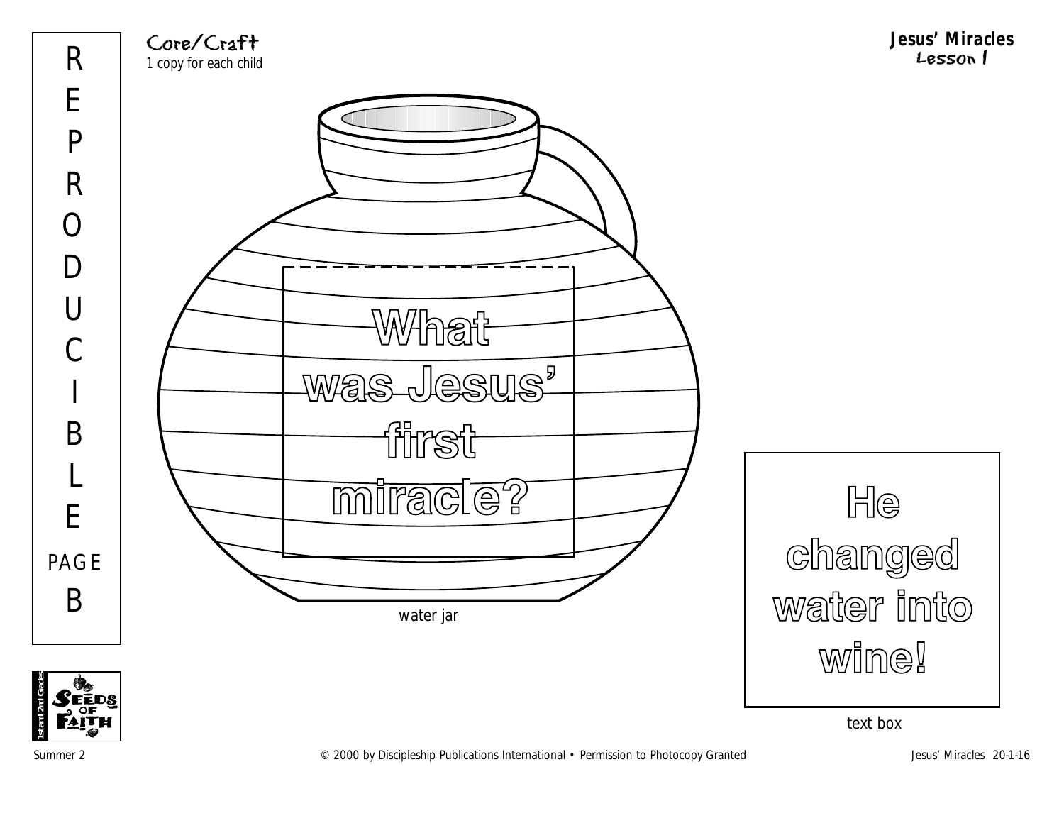REPRODUCIBLE PAGE B

Core/Craft
1 copy for each child

**Jesus' Miracles**
Lesson 1

What was Jesus' first miracle?

water jar

He changed water into wine!

text box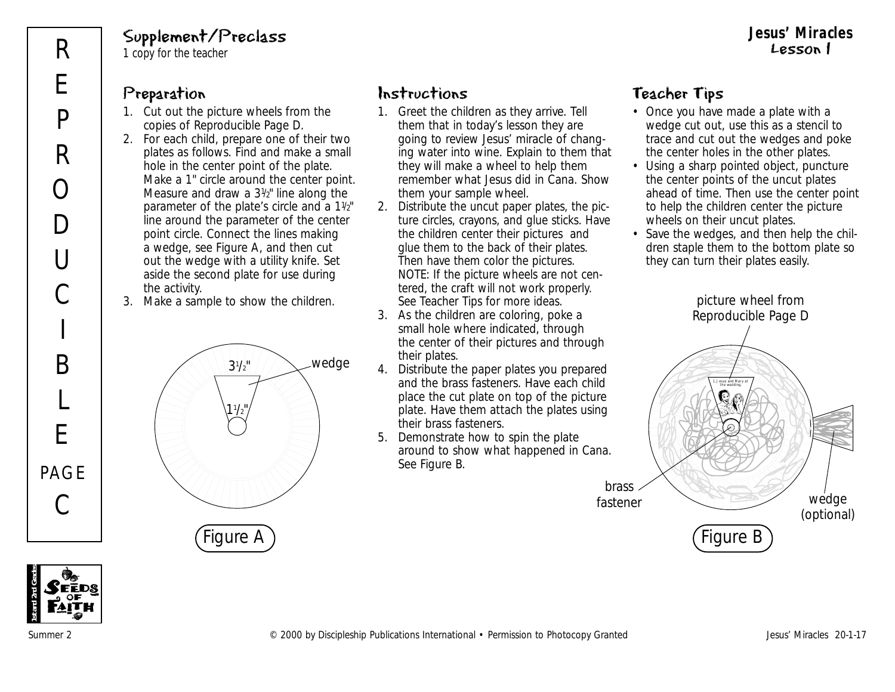## Supplement/Preclass

*1 copy for the teacher*

### Preparation

1. Cut out the picture wheels from the copies of Reproducible Page D.
2. For each child, prepare one of their two plates as follows. Find and make a small hole in the center point of the plate. Make a 1" circle around the center point. Measure and draw a 3½" line along the parameter of the plate's circle and a 1½" line around the parameter of the center point circle. Connect the lines making a wedge, see Figure A, and then cut out the wedge with a utility knife. Set aside the second plate for use during the activity.
3. Make a sample to show the children.

3½"

wedge

1½"

Figure A

### Instructions

1. Greet the children as they arrive. Tell them that in today's lesson they are going to review Jesus' miracle of changing water into wine. Explain to them that they will make a wheel to help them remember what Jesus did in Cana. Show them your sample wheel.
2. Distribute the uncut paper plates, the picture circles, crayons, and glue sticks. Have the children center their pictures and glue them to the back of their plates. Then have them color the pictures. NOTE: If the picture wheels are not centered, the craft will not work properly. See Teacher Tips for more ideas.
3. As the children are coloring, poke a small hole where indicated, through the center of their pictures and through their plates.
4. Distribute the paper plates you prepared and the brass fasteners. Have each child place the cut plate on top of the picture plate. Have them attach the plates using their brass fasteners.
5. Demonstrate how to spin the plate around to show what happened in Cana. See Figure B.

### Teacher Tips

- Once you have made a plate with a wedge cut out, use this as a stencil to trace and cut out the wedges and poke the center holes in the other plates.
- Using a sharp pointed object, puncture the center points of the uncut plates ahead of time. Then use the center point to help the children center the picture wheels on their uncut plates.
- Save the wedges, and then help the children staple them to the bottom plate so they can turn their plates easily.

picture wheel from Reproducible Page D

1. Jesus and Mary at the wedding.

brass fastener

wedge (optional)

Figure B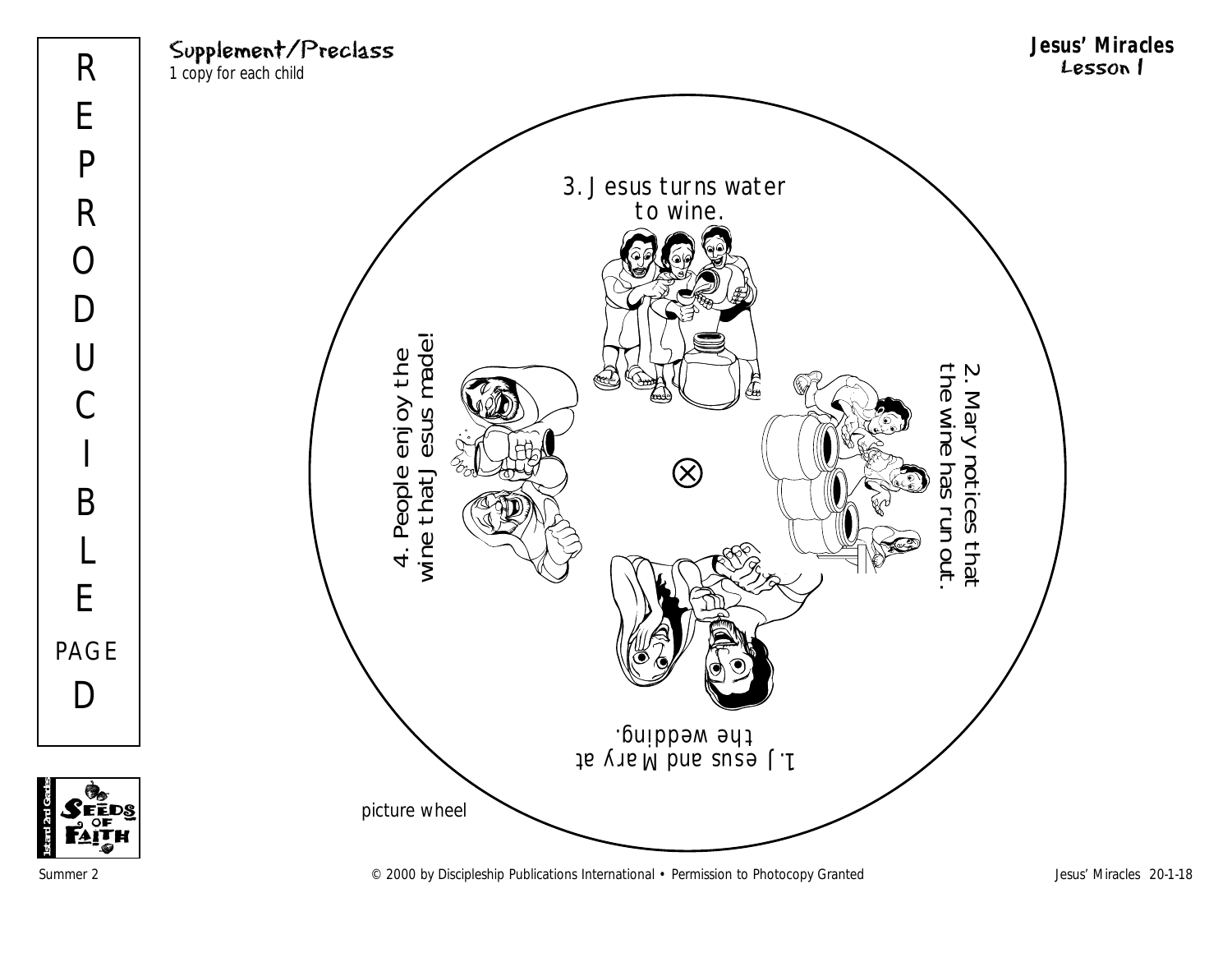**Supplement/Preclass**

*1 copy for each child*

**Jesus' Miracles**
**Lesson 1**

REPRODUCIBLE PAGE D

3. Jesus turns water to wine.

2. Mary notices that the wine has run out.

1. Jesus and Mary at the wedding.

4. People enjoy the wine that Jesus made!

picture wheel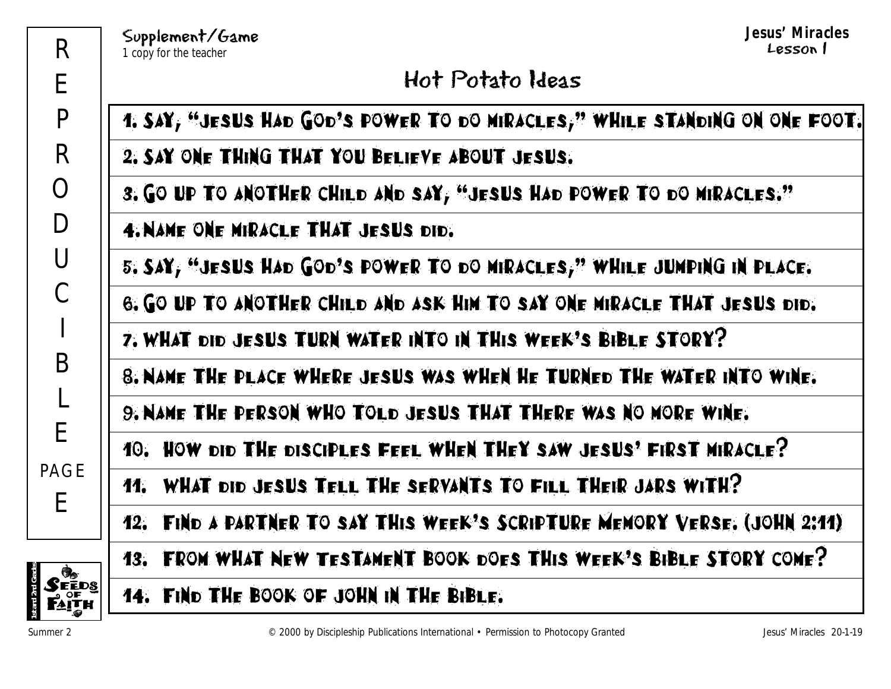REPRODUCIBLE PAGE E

Supplement/Game
1 copy for the teacher

Jesus' Miracles
Lesson 1

# Hot Potato Ideas

| |
|---|
| 1. Say, "Jesus had God's power to do miracles," while standing on one foot. |
| 2. Say one thing that you believe about Jesus. |
| 3. Go up to another child and say, "Jesus had power to do miracles." |
| 4. Name one miracle that Jesus did. |
| 5. Say, "Jesus had God's power to do miracles," while jumping in place. |
| 6. Go up to another child and ask him to say one miracle that Jesus did. |
| 7. What did Jesus turn water into in this week's Bible story? |
| 8. Name the place where Jesus was when He turned the water into wine. |
| 9. Name the person who told Jesus that there was no more wine. |
| 10. How did the disciples feel when they saw Jesus' first miracle? |
| 11. What did Jesus tell the servants to fill their jars with? |
| 12. Find a partner to say this week's Scripture Memory Verse. (John 2:11) |
| 13. From what New Testament book does this week's Bible story come? |
| 14. Find the book of John in the Bible. |

Summer 2 © 2000 by Discipleship Publications International • Permission to Photocopy Granted Jesus' Miracles 20-1-19